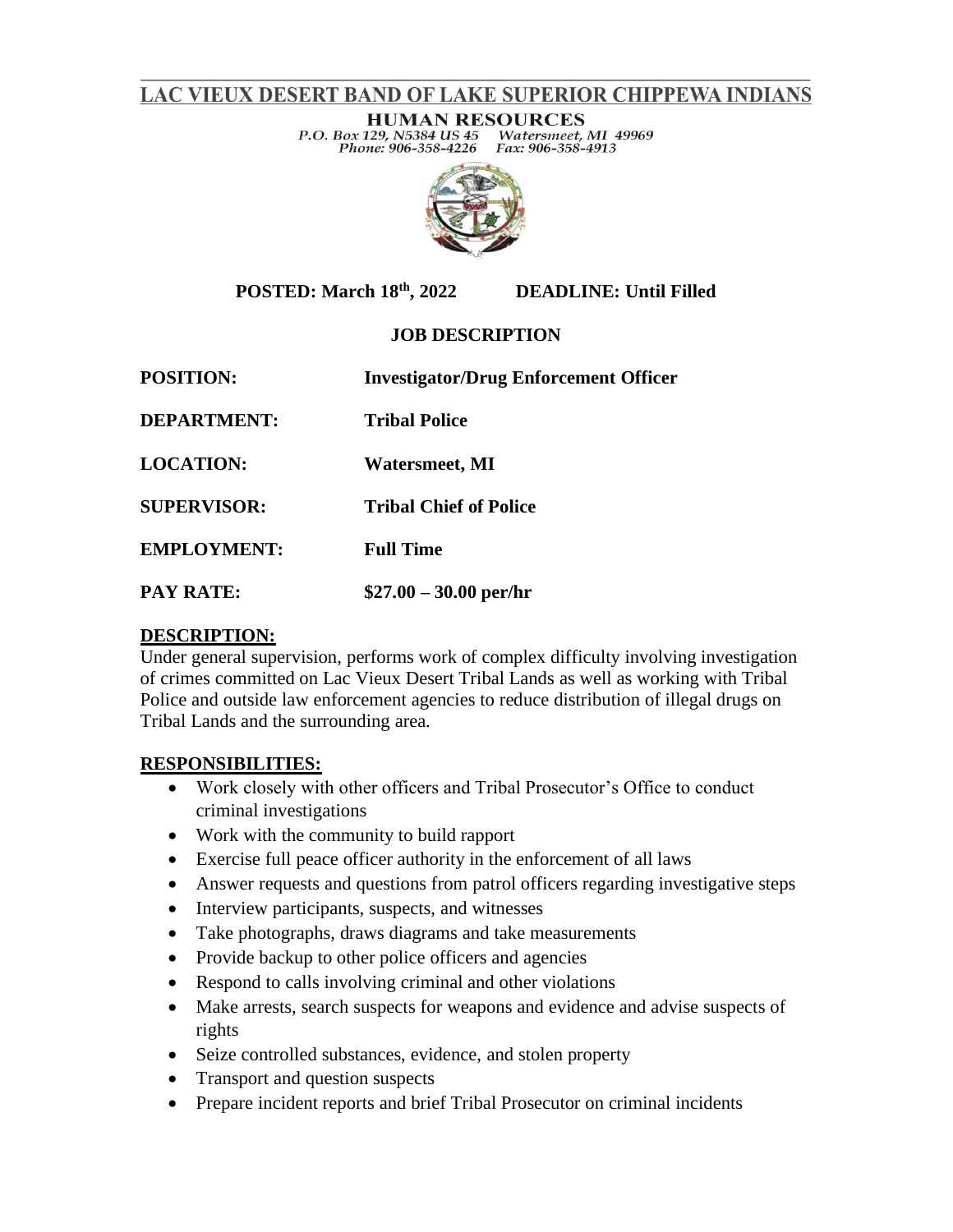# LAC VIEUX DESERT BAND OF LAKE SUPERIOR CHIPPEWA INDIANS

**HUMAN RESOURCES**
P.O. Box 129, N5384 US 45 Watersmeet, MI 49969
Phone: 906-358-4226 Fax: 906-358-4913

**POSTED: March 18th, 2022** **DEADLINE: Until Filled**

## JOB DESCRIPTION

**POSITION:** **Investigator/Drug Enforcement Officer**

**DEPARTMENT:** **Tribal Police**

**LOCATION:** **Watersmeet, MI**

**SUPERVISOR:** **Tribal Chief of Police**

**EMPLOYMENT:** **Full Time**

**PAY RATE:** **$27.00 – 30.00 per/hr**

## DESCRIPTION:

Under general supervision, performs work of complex difficulty involving investigation of crimes committed on Lac Vieux Desert Tribal Lands as well as working with Tribal Police and outside law enforcement agencies to reduce distribution of illegal drugs on Tribal Lands and the surrounding area.

## RESPONSIBILITIES:

- Work closely with other officers and Tribal Prosecutor's Office to conduct criminal investigations
- Work with the community to build rapport
- Exercise full peace officer authority in the enforcement of all laws
- Answer requests and questions from patrol officers regarding investigative steps
- Interview participants, suspects, and witnesses
- Take photographs, draws diagrams and take measurements
- Provide backup to other police officers and agencies
- Respond to calls involving criminal and other violations
- Make arrests, search suspects for weapons and evidence and advise suspects of rights
- Seize controlled substances, evidence, and stolen property
- Transport and question suspects
- Prepare incident reports and brief Tribal Prosecutor on criminal incidents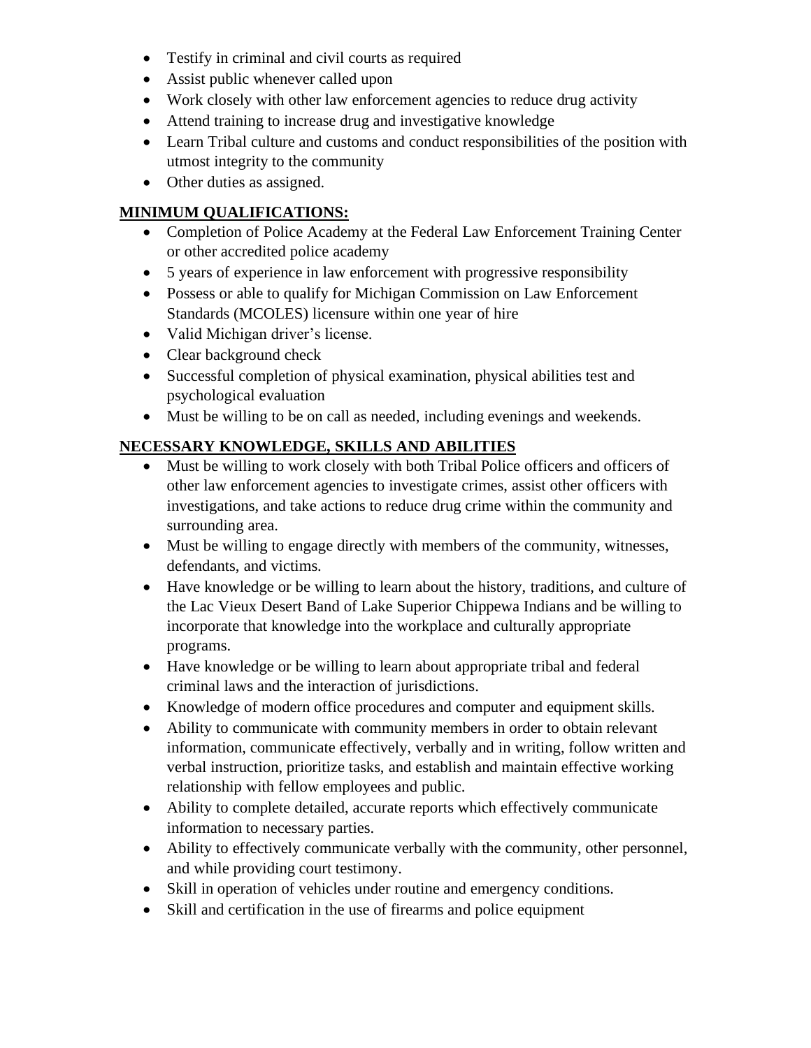- Testify in criminal and civil courts as required
- Assist public whenever called upon
- Work closely with other law enforcement agencies to reduce drug activity
- Attend training to increase drug and investigative knowledge
- Learn Tribal culture and customs and conduct responsibilities of the position with utmost integrity to the community
- Other duties as assigned.

## MINIMUM QUALIFICATIONS:

- Completion of Police Academy at the Federal Law Enforcement Training Center or other accredited police academy
- 5 years of experience in law enforcement with progressive responsibility
- Possess or able to qualify for Michigan Commission on Law Enforcement Standards (MCOLES) licensure within one year of hire
- Valid Michigan driver's license.
- Clear background check
- Successful completion of physical examination, physical abilities test and psychological evaluation
- Must be willing to be on call as needed, including evenings and weekends.

## NECESSARY KNOWLEDGE, SKILLS AND ABILITIES

- Must be willing to work closely with both Tribal Police officers and officers of other law enforcement agencies to investigate crimes, assist other officers with investigations, and take actions to reduce drug crime within the community and surrounding area.
- Must be willing to engage directly with members of the community, witnesses, defendants, and victims.
- Have knowledge or be willing to learn about the history, traditions, and culture of the Lac Vieux Desert Band of Lake Superior Chippewa Indians and be willing to incorporate that knowledge into the workplace and culturally appropriate programs.
- Have knowledge or be willing to learn about appropriate tribal and federal criminal laws and the interaction of jurisdictions.
- Knowledge of modern office procedures and computer and equipment skills.
- Ability to communicate with community members in order to obtain relevant information, communicate effectively, verbally and in writing, follow written and verbal instruction, prioritize tasks, and establish and maintain effective working relationship with fellow employees and public.
- Ability to complete detailed, accurate reports which effectively communicate information to necessary parties.
- Ability to effectively communicate verbally with the community, other personnel, and while providing court testimony.
- Skill in operation of vehicles under routine and emergency conditions.
- Skill and certification in the use of firearms and police equipment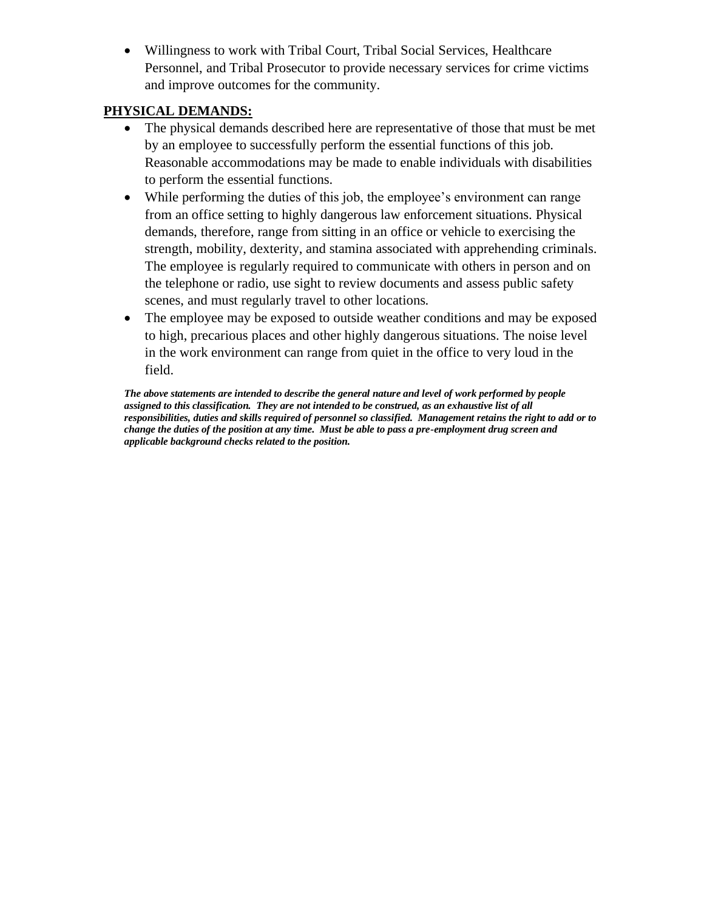- Willingness to work with Tribal Court, Tribal Social Services, Healthcare Personnel, and Tribal Prosecutor to provide necessary services for crime victims and improve outcomes for the community.

## PHYSICAL DEMANDS:

- The physical demands described here are representative of those that must be met by an employee to successfully perform the essential functions of this job. Reasonable accommodations may be made to enable individuals with disabilities to perform the essential functions.
- While performing the duties of this job, the employee's environment can range from an office setting to highly dangerous law enforcement situations. Physical demands, therefore, range from sitting in an office or vehicle to exercising the strength, mobility, dexterity, and stamina associated with apprehending criminals. The employee is regularly required to communicate with others in person and on the telephone or radio, use sight to review documents and assess public safety scenes, and must regularly travel to other locations.
- The employee may be exposed to outside weather conditions and may be exposed to high, precarious places and other highly dangerous situations. The noise level in the work environment can range from quiet in the office to very loud in the field.

***The above statements are intended to describe the general nature and level of work performed by people assigned to this classification. They are not intended to be construed, as an exhaustive list of all responsibilities, duties and skills required of personnel so classified. Management retains the right to add or to change the duties of the position at any time. Must be able to pass a pre-employment drug screen and applicable background checks related to the position.***